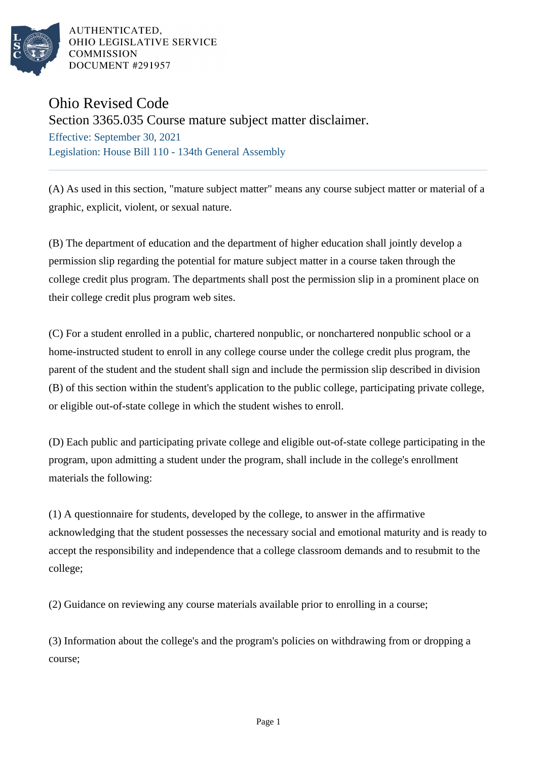AUTHENTICATED,
OHIO LEGISLATIVE SERVICE
COMMISSION
DOCUMENT #291957

# Ohio Revised Code

## Section 3365.035 Course mature subject matter disclaimer.

Effective: September 30, 2021

Legislation: House Bill 110 - 134th General Assembly

(A) As used in this section, "mature subject matter" means any course subject matter or material of a graphic, explicit, violent, or sexual nature.

(B) The department of education and the department of higher education shall jointly develop a permission slip regarding the potential for mature subject matter in a course taken through the college credit plus program. The departments shall post the permission slip in a prominent place on their college credit plus program web sites.

(C) For a student enrolled in a public, chartered nonpublic, or nonchartered nonpublic school or a home-instructed student to enroll in any college course under the college credit plus program, the parent of the student and the student shall sign and include the permission slip described in division (B) of this section within the student's application to the public college, participating private college, or eligible out-of-state college in which the student wishes to enroll.

(D) Each public and participating private college and eligible out-of-state college participating in the program, upon admitting a student under the program, shall include in the college's enrollment materials the following:

(1) A questionnaire for students, developed by the college, to answer in the affirmative acknowledging that the student possesses the necessary social and emotional maturity and is ready to accept the responsibility and independence that a college classroom demands and to resubmit to the college;

(2) Guidance on reviewing any course materials available prior to enrolling in a course;

(3) Information about the college's and the program's policies on withdrawing from or dropping a course;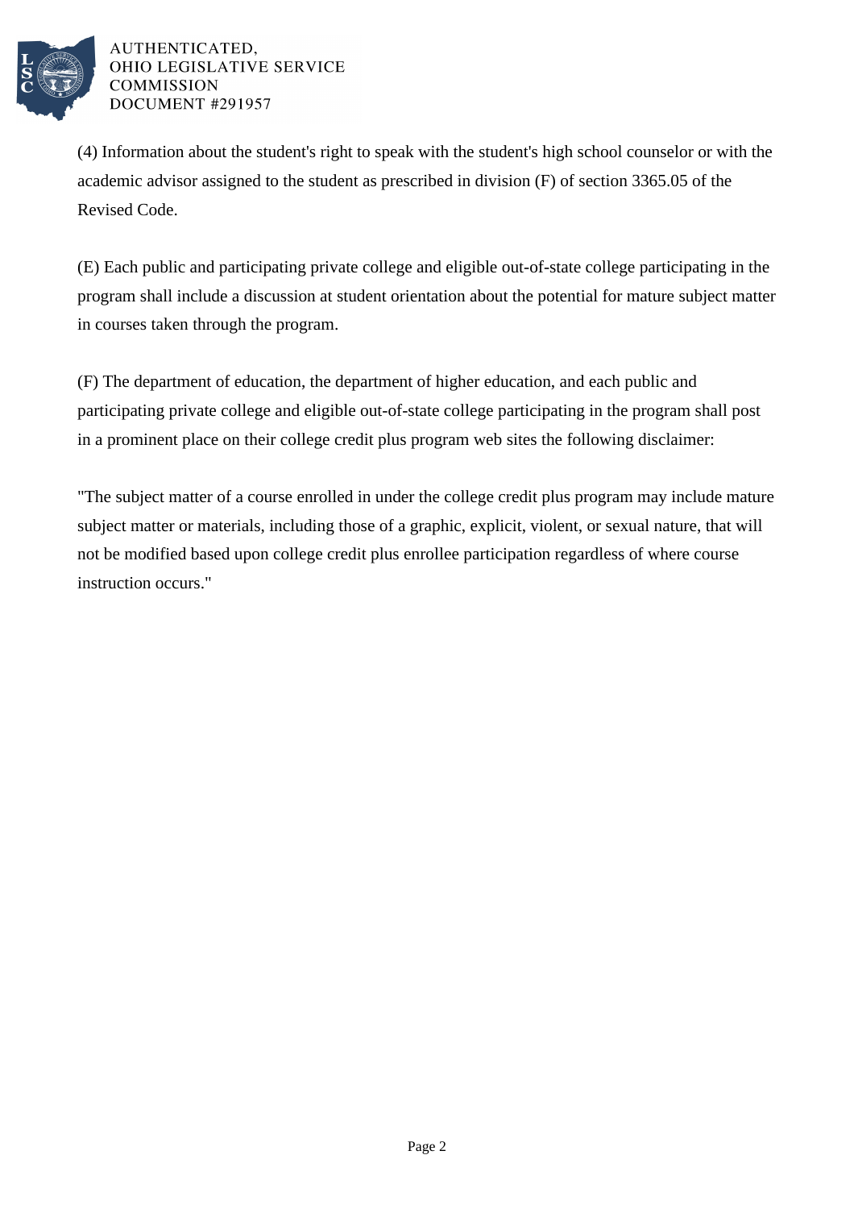(4) Information about the student's right to speak with the student's high school counselor or with the academic advisor assigned to the student as prescribed in division (F) of section 3365.05 of the Revised Code.

(E) Each public and participating private college and eligible out-of-state college participating in the program shall include a discussion at student orientation about the potential for mature subject matter in courses taken through the program.

(F) The department of education, the department of higher education, and each public and participating private college and eligible out-of-state college participating in the program shall post in a prominent place on their college credit plus program web sites the following disclaimer:

"The subject matter of a course enrolled in under the college credit plus program may include mature subject matter or materials, including those of a graphic, explicit, violent, or sexual nature, that will not be modified based upon college credit plus enrollee participation regardless of where course instruction occurs."